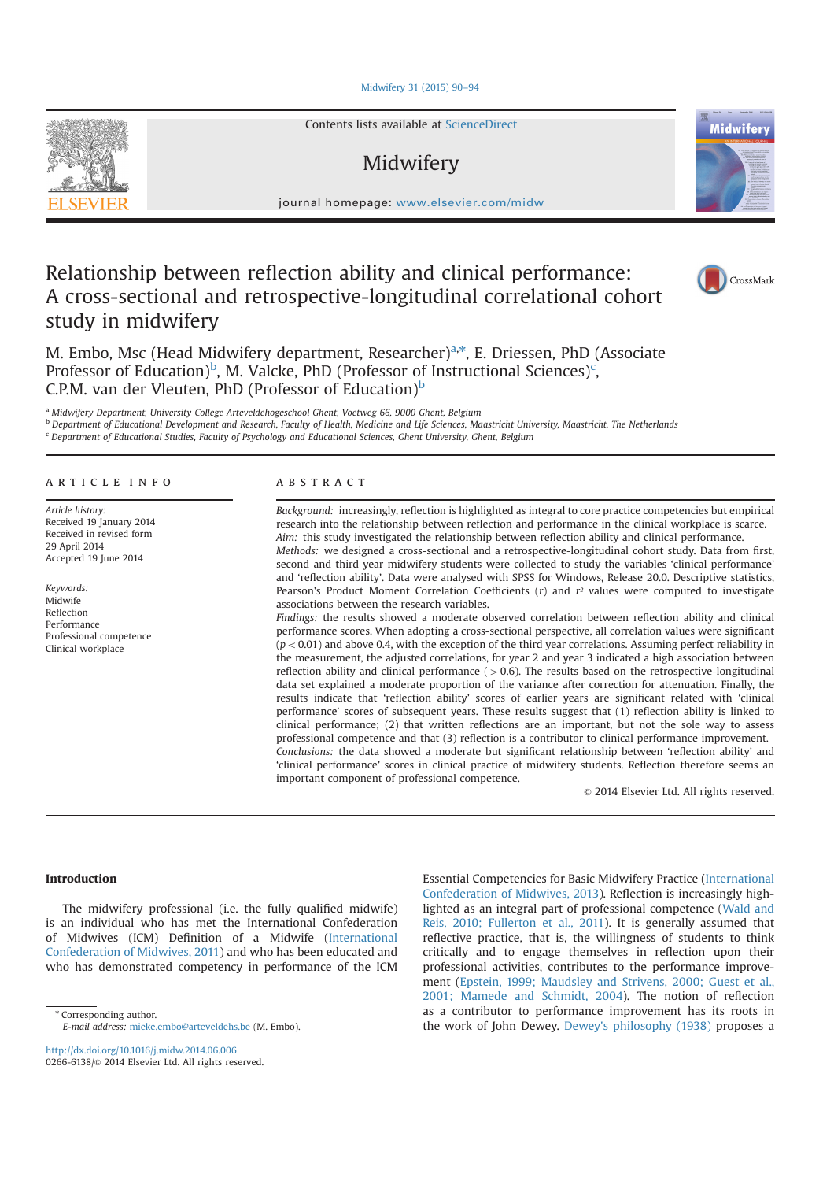Contents lists available at ScienceDirect

# Midwifery

journal homepage: www.elsevier.com/midw

# Relationship between reflection ability and clinical performance: A cross-sectional and retrospective-longitudinal correlational cohort study in midwifery

M. Embo, Msc (Head Midwifery department, Researcher)[a,*], E. Driessen, PhD (Associate Professor of Education)[b], M. Valcke, PhD (Professor of Instructional Sciences)[c], C.P.M. van der Vleuten, PhD (Professor of Education)[b]

[a] Midwifery Department, University College Arteveldehogeschool Ghent, Voetweg 66, 9000 Ghent, Belgium
[b] Department of Educational Development and Research, Faculty of Health, Medicine and Life Sciences, Maastricht University, Maastricht, The Netherlands
[c] Department of Educational Studies, Faculty of Psychology and Educational Sciences, Ghent University, Ghent, Belgium

## ARTICLE INFO

*Article history:*
Received 19 January 2014
Received in revised form 29 April 2014
Accepted 19 June 2014

*Keywords:*
Midwife
Reflection
Performance
Professional competence
Clinical workplace

## ABSTRACT

*Background:* increasingly, reflection is highlighted as integral to core practice competencies but empirical research into the relationship between reflection and performance in the clinical workplace is scarce.
*Aim:* this study investigated the relationship between reflection ability and clinical performance.
*Methods:* we designed a cross-sectional and a retrospective-longitudinal cohort study. Data from first, second and third year midwifery students were collected to study the variables 'clinical performance' and 'reflection ability'. Data were analysed with SPSS for Windows, Release 20.0. Descriptive statistics, Pearson's Product Moment Correlation Coefficients ($r$) and $r^2$ values were computed to investigate associations between the research variables.
*Findings:* the results showed a moderate observed correlation between reflection ability and clinical performance scores. When adopting a cross-sectional perspective, all correlation values were significant ($p < 0.01$) and above 0.4, with the exception of the third year correlations. Assuming perfect reliability in the measurement, the adjusted correlations, for year 2 and year 3 indicated a high association between reflection ability and clinical performance ($> 0.6$). The results based on the retrospective-longitudinal data set explained a moderate proportion of the variance after correction for attenuation. Finally, the results indicate that 'reflection ability' scores of earlier years are significant related with 'clinical performance' scores of subsequent years. These results suggest that (1) reflection ability is linked to clinical performance; (2) that written reflections are an important, but not the sole way to assess professional competence and that (3) reflection is a contributor to clinical performance improvement.
*Conclusions:* the data showed a moderate but significant relationship between 'reflection ability' and 'clinical performance' scores in clinical practice of midwifery students. Reflection therefore seems an important component of professional competence.

© 2014 Elsevier Ltd. All rights reserved.

## Introduction

The midwifery professional (i.e. the fully qualified midwife) is an individual who has met the International Confederation of Midwives (ICM) Definition of a Midwife (International Confederation of Midwives, 2011) and who has been educated and who has demonstrated competency in performance of the ICM Essential Competencies for Basic Midwifery Practice (International Confederation of Midwives, 2013). Reflection is increasingly highlighted as an integral part of professional competence (Wald and Reis, 2010; Fullerton et al., 2011). It is generally assumed that reflective practice, that is, the willingness of students to think critically and to engage themselves in reflection upon their professional activities, contributes to the performance improvement (Epstein, 1999; Maudsley and Strivens, 2000; Guest et al., 2001; Mamede and Schmidt, 2004). The notion of reflection as a contributor to performance improvement has its roots in the work of John Dewey. Dewey's philosophy (1938) proposes a

* Corresponding author.
*E-mail address:* mieke.embo@arteveldehs.be (M. Embo).

http://dx.doi.org/10.1016/j.midw.2014.06.006
0266-6138/© 2014 Elsevier Ltd. All rights reserved.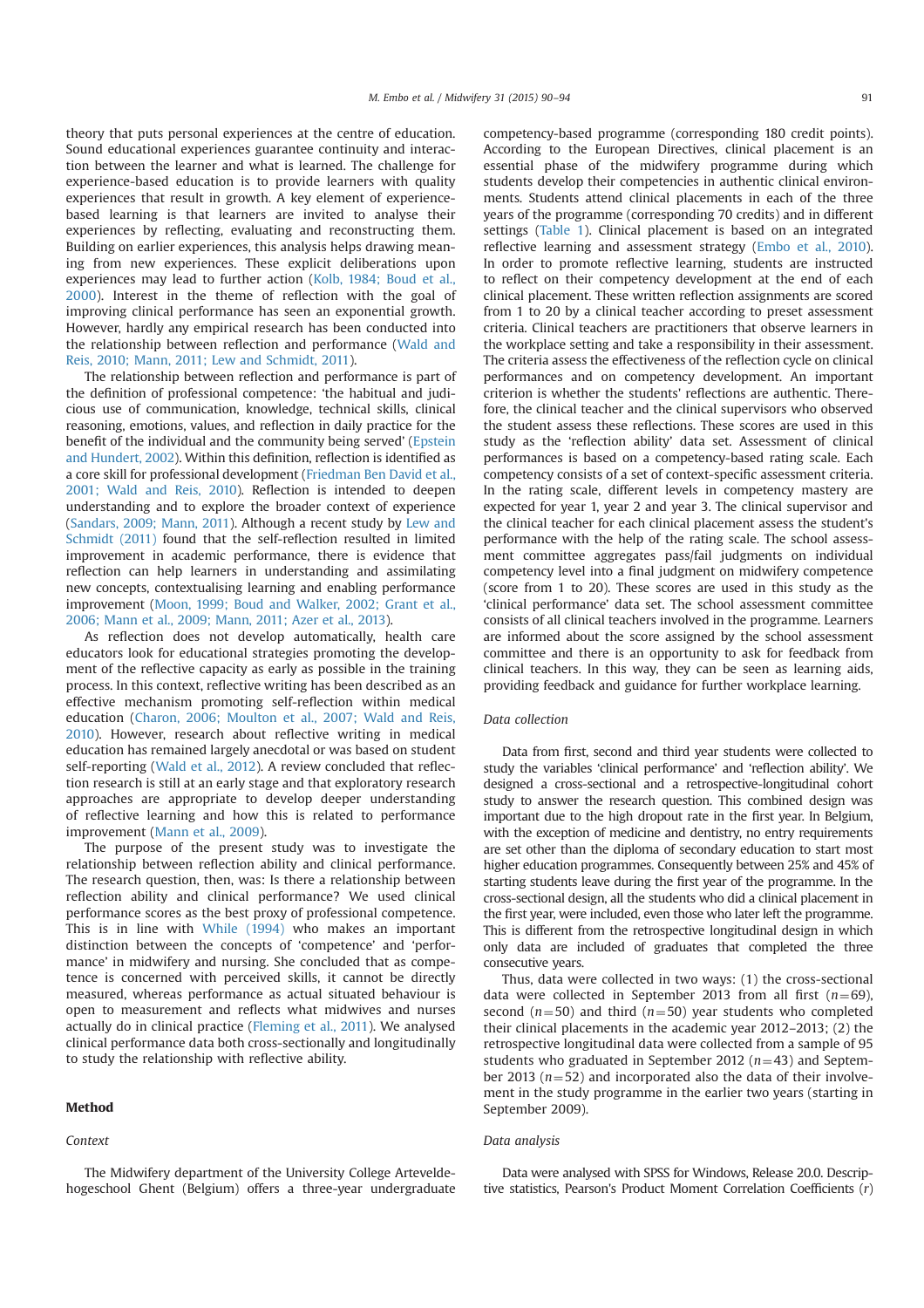theory that puts personal experiences at the centre of education. Sound educational experiences guarantee continuity and interaction between the learner and what is learned. The challenge for experience-based education is to provide learners with quality experiences that result in growth. A key element of experience-based learning is that learners are invited to analyse their experiences by reflecting, evaluating and reconstructing them. Building on earlier experiences, this analysis helps drawing meaning from new experiences. These explicit deliberations upon experiences may lead to further action (Kolb, 1984; Boud et al., 2000). Interest in the theme of reflection with the goal of improving clinical performance has seen an exponential growth. However, hardly any empirical research has been conducted into the relationship between reflection and performance (Wald and Reis, 2010; Mann, 2011; Lew and Schmidt, 2011).

The relationship between reflection and performance is part of the definition of professional competence: 'the habitual and judicious use of communication, knowledge, technical skills, clinical reasoning, emotions, values, and reflection in daily practice for the benefit of the individual and the community being served' (Epstein and Hundert, 2002). Within this definition, reflection is identified as a core skill for professional development (Friedman Ben David et al., 2001; Wald and Reis, 2010). Reflection is intended to deepen understanding and to explore the broader context of experience (Sandars, 2009; Mann, 2011). Although a recent study by Lew and Schmidt (2011) found that the self-reflection resulted in limited improvement in academic performance, there is evidence that reflection can help learners in understanding and assimilating new concepts, contextualising learning and enabling performance improvement (Moon, 1999; Boud and Walker, 2002; Grant et al., 2006; Mann et al., 2009; Mann, 2011; Azer et al., 2013).

As reflection does not develop automatically, health care educators look for educational strategies promoting the development of the reflective capacity as early as possible in the training process. In this context, reflective writing has been described as an effective mechanism promoting self-reflection within medical education (Charon, 2006; Moulton et al., 2007; Wald and Reis, 2010). However, research about reflective writing in medical education has remained largely anecdotal or was based on student self-reporting (Wald et al., 2012). A review concluded that reflection research is still at an early stage and that exploratory research approaches are appropriate to develop deeper understanding of reflective learning and how this is related to performance improvement (Mann et al., 2009).

The purpose of the present study was to investigate the relationship between reflection ability and clinical performance. The research question, then, was: Is there a relationship between reflection ability and clinical performance? We used clinical performance scores as the best proxy of professional competence. This is in line with While (1994) who makes an important distinction between the concepts of 'competence' and 'performance' in midwifery and nursing. She concluded that as competence is concerned with perceived skills, it cannot be directly measured, whereas performance as actual situated behaviour is open to measurement and reflects what midwives and nurses actually do in clinical practice (Fleming et al., 2011). We analysed clinical performance data both cross-sectionally and longitudinally to study the relationship with reflective ability.

## Method

### Context

The Midwifery department of the University College Arteveldehogeschool Ghent (Belgium) offers a three-year undergraduate competency-based programme (corresponding 180 credit points). According to the European Directives, clinical placement is an essential phase of the midwifery programme during which students develop their competencies in authentic clinical environments. Students attend clinical placements in each of the three years of the programme (corresponding 70 credits) and in different settings (Table 1). Clinical placement is based on an integrated reflective learning and assessment strategy (Embo et al., 2010). In order to promote reflective learning, students are instructed to reflect on their competency development at the end of each clinical placement. These written reflection assignments are scored from 1 to 20 by a clinical teacher according to preset assessment criteria. Clinical teachers are practitioners that observe learners in the workplace setting and take a responsibility in their assessment. The criteria assess the effectiveness of the reflection cycle on clinical performances and on competency development. An important criterion is whether the students' reflections are authentic. Therefore, the clinical teacher and the clinical supervisors who observed the student assess these reflections. These scores are used in this study as the 'reflection ability' data set. Assessment of clinical performances is based on a competency-based rating scale. Each competency consists of a set of context-specific assessment criteria. In the rating scale, different levels in competency mastery are expected for year 1, year 2 and year 3. The clinical supervisor and the clinical teacher for each clinical placement assess the student's performance with the help of the rating scale. The school assessment committee aggregates pass/fail judgments on individual competency level into a final judgment on midwifery competence (score from 1 to 20). These scores are used in this study as the 'clinical performance' data set. The school assessment committee consists of all clinical teachers involved in the programme. Learners are informed about the score assigned by the school assessment committee and there is an opportunity to ask for feedback from clinical teachers. In this way, they can be seen as learning aids, providing feedback and guidance for further workplace learning.

### Data collection

Data from first, second and third year students were collected to study the variables 'clinical performance' and 'reflection ability'. We designed a cross-sectional and a retrospective-longitudinal cohort study to answer the research question. This combined design was important due to the high dropout rate in the first year. In Belgium, with the exception of medicine and dentistry, no entry requirements are set other than the diploma of secondary education to start most higher education programmes. Consequently between 25% and 45% of starting students leave during the first year of the programme. In the cross-sectional design, all the students who did a clinical placement in the first year, were included, even those who later left the programme. This is different from the retrospective longitudinal design in which only data are included of graduates that completed the three consecutive years.

Thus, data were collected in two ways: (1) the cross-sectional data were collected in September 2013 from all first ($n=69$), second ($n=50$) and third ($n=50$) year students who completed their clinical placements in the academic year 2012–2013; (2) the retrospective longitudinal data were collected from a sample of 95 students who graduated in September 2012 ($n=43$) and September 2013 ($n=52$) and incorporated also the data of their involvement in the study programme in the earlier two years (starting in September 2009).

### Data analysis

Data were analysed with SPSS for Windows, Release 20.0. Descriptive statistics, Pearson's Product Moment Correlation Coefficients ($r$)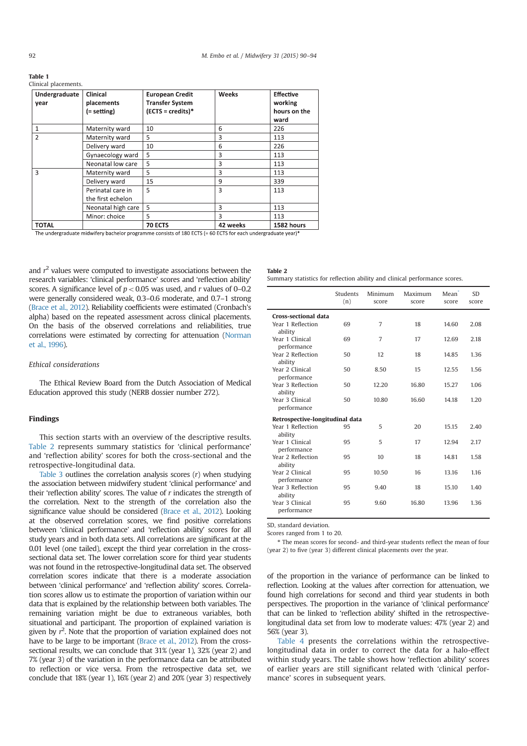**Table 1**
Clinical placements.

| Undergraduate year | Clinical placements (= setting) | European Credit Transfer System (ECTS = credits)* | Weeks | Effective working hours on the ward |
|---|---|---|---|---|
| 1 | Maternity ward | 10 | 6 | 226 |
| 2 | Maternity ward | 5 | 3 | 113 |
| | Delivery ward | 10 | 6 | 226 |
| | Gynaecology ward | 5 | 3 | 113 |
| | Neonatal low care | 5 | 3 | 113 |
| 3 | Maternity ward | 5 | 3 | 113 |
| | Delivery ward | 15 | 9 | 339 |
| | Perinatal care in the first echelon | 5 | 3 | 113 |
| | Neonatal high care | 5 | 3 | 113 |
| | Minor: choice | 5 | 3 | 113 |
| **TOTAL** | | **70 ECTS** | **42 weeks** | **1582 hours** |

The undergraduate midwifery bachelor programme consists of 180 ECTS (= 60 ECTS for each undergraduate year)*

and $r^2$ values were computed to investigate associations between the research variables: 'clinical performance' scores and 'reflection ability' scores. A significance level of $p < 0.05$ was used, and $r$ values of 0–0.2 were generally considered weak, 0.3–0.6 moderate, and 0.7–1 strong (Brace et al., 2012). Reliability coefficients were estimated (Cronbach's alpha) based on the repeated assessment across clinical placements. On the basis of the observed correlations and reliabilities, true correlations were estimated by correcting for attenuation (Norman et al., 1996).

### Ethical considerations

The Ethical Review Board from the Dutch Association of Medical Education approved this study (NERB dossier number 272).

## Findings

This section starts with an overview of the descriptive results. Table 2 represents summary statistics for 'clinical performance' and 'reflection ability' scores for both the cross-sectional and the retrospective-longitudinal data.

Table 3 outlines the correlation analysis scores ($r$) when studying the association between midwifery student 'clinical performance' and their 'reflection ability' scores. The value of $r$ indicates the strength of the correlation. Next to the strength of the correlation also the significance value should be considered (Brace et al., 2012). Looking at the observed correlation scores, we find positive correlations between 'clinical performance' and 'reflection ability' scores for all study years and in both data sets. All correlations are significant at the 0.01 level (one tailed), except the third year correlation in the cross-sectional data set. The lower correlation score for third year students was not found in the retrospective-longitudinal data set. The observed correlation scores indicate that there is a moderate association between 'clinical performance' and 'reflection ability' scores. Correlation scores allow us to estimate the proportion of variation within our data that is explained by the relationship between both variables. The remaining variation might be due to extraneous variables, both situational and participant. The proportion of explained variation is given by $r^2$. Note that the proportion of variation explained does not have to be large to be important (Brace et al., 2012). From the cross-sectional results, we can conclude that 31% (year 1), 32% (year 2) and 7% (year 3) of the variation in the performance data can be attributed to reflection or vice versa. From the retrospective data set, we conclude that 18% (year 1), 16% (year 2) and 20% (year 3) respectively of the proportion in the variance of performance can be linked to reflection. Looking at the values after correction for attenuation, we found high correlations for second and third year students in both perspectives. The proportion in the variance of 'clinical performance' that can be linked to 'reflection ability' shifted in the retrospective-longitudinal data set from low to moderate values: 47% (year 2) and 56% (year 3).

Table 4 presents the correlations within the retrospective-longitudinal data in order to correct the data for a halo-effect within study years. The table shows how 'reflection ability' scores of earlier years are still significant related with 'clinical performance' scores in subsequent years.

**Table 2**
Summary statistics for reflection ability and clinical performance scores.

| | Students (n) | Minimum score | Maximum score | Mean* score | SD score |
|---|---|---|---|---|---|
| **Cross-sectional data** | | | | | |
| Year 1 Reflection ability | 69 | 7 | 18 | 14.60 | 2.08 |
| Year 1 Clinical performance | 69 | 7 | 17 | 12.69 | 2.18 |
| Year 2 Reflection ability | 50 | 12 | 18 | 14.85 | 1.36 |
| Year 2 Clinical performance | 50 | 8.50 | 15 | 12.55 | 1.56 |
| Year 3 Reflection ability | 50 | 12.20 | 16.80 | 15.27 | 1.06 |
| Year 3 Clinical performance | 50 | 10.80 | 16.60 | 14.18 | 1.20 |
| **Retrospective-longitudinal data** | | | | | |
| Year 1 Reflection ability | 95 | 5 | 20 | 15.15 | 2.40 |
| Year 1 Clinical performance | 95 | 5 | 17 | 12.94 | 2.17 |
| Year 2 Reflection ability | 95 | 10 | 18 | 14.81 | 1.58 |
| Year 2 Clinical performance | 95 | 10.50 | 16 | 13.16 | 1.16 |
| Year 3 Reflection ability | 95 | 9.40 | 18 | 15.10 | 1.40 |
| Year 3 Clinical performance | 95 | 9.60 | 16.80 | 13.96 | 1.36 |

SD, standard deviation.
Scores ranged from 1 to 20.
* The mean scores for second- and third-year students reflect the mean of four (year 2) to five (year 3) different clinical placements over the year.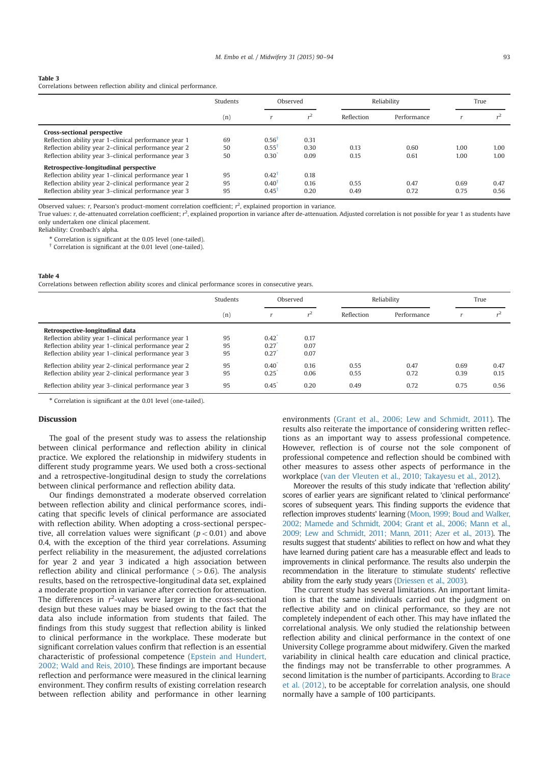**Table 3**
Correlations between reflection ability and clinical performance.

| | Students | Observed | | Reliability | | True | |
|---|---|---|---|---|---|---|---|
| | (n) | $r$ | $r^2$ | Reflection | Performance | $r$ | $r^2$ |
| **Cross-sectional perspective** | | | | | | | |
| Reflection ability year 1–clinical performance year 1 | 69 | 0.56[†] | 0.31 | | | | |
| Reflection ability year 2–clinical performance year 2 | 50 | 0.55[†] | 0.30 | 0.13 | 0.60 | 1.00 | 1.00 |
| Reflection ability year 3–clinical performance year 3 | 50 | 0.30[*] | 0.09 | 0.15 | 0.61 | 1.00 | 1.00 |
| **Retrospective-longitudinal perspective** | | | | | | | |
| Reflection ability year 1–clinical performance year 1 | 95 | 0.42[†] | 0.18 | | | | |
| Reflection ability year 2–clinical performance year 2 | 95 | 0.40[†] | 0.16 | 0.55 | 0.47 | 0.69 | 0.47 |
| Reflection ability year 3–clinical performance year 3 | 95 | 0.45[†] | 0.20 | 0.49 | 0.72 | 0.75 | 0.56 |

Observed values: $r$, Pearson's product-moment correlation coefficient; $r^2$, explained proportion in variance.
True values: $r$, de-attenuated correlation coefficient; $r^2$, explained proportion in variance after de-attenuation. Adjusted correlation is not possible for year 1 as students have only undertaken one clinical placement.
Reliability: Cronbach's alpha.

[*] Correlation is significant at the 0.05 level (one-tailed).
[†] Correlation is significant at the 0.01 level (one-tailed).

**Table 4**
Correlations between reflection ability scores and clinical performance scores in consecutive years.

| | Students | Observed | | Reliability | | True | |
|---|---|---|---|---|---|---|---|
| | (n) | $r$ | $r^2$ | Reflection | Performance | $r$ | $r^2$ |
| **Retrospective-longitudinal data** | | | | | | | |
| Reflection ability year 1–clinical performance year 1 | 95 | 0.42[*] | 0.17 | | | | |
| Reflection ability year 1–clinical performance year 2 | 95 | 0.27[*] | 0.07 | | | | |
| Reflection ability year 1–clinical performance year 3 | 95 | 0.27[*] | 0.07 | | | | |
| Reflection ability year 2–clinical performance year 2 | 95 | 0.40[*] | 0.16 | 0.55 | 0.47 | 0.69 | 0.47 |
| Reflection ability year 2–clinical performance year 3 | 95 | 0.25[*] | 0.06 | 0.55 | 0.72 | 0.39 | 0.15 |
| Reflection ability year 3–clinical performance year 3 | 95 | 0.45[*] | 0.20 | 0.49 | 0.72 | 0.75 | 0.56 |

[*] Correlation is significant at the 0.01 level (one-tailed).

## Discussion

The goal of the present study was to assess the relationship between clinical performance and reflection ability in clinical practice. We explored the relationship in midwifery students in different study programme years. We used both a cross-sectional and a retrospective-longitudinal design to study the correlations between clinical performance and reflection ability data.

Our findings demonstrated a moderate observed correlation between reflection ability and clinical performance scores, indicating that specific levels of clinical performance are associated with reflection ability. When adopting a cross-sectional perspective, all correlation values were significant ($p<0.01$) and above 0.4, with the exception of the third year correlations. Assuming perfect reliability in the measurement, the adjusted correlations for year 2 and year 3 indicated a high association between reflection ability and clinical performance ($>0.6$). The analysis results, based on the retrospective-longitudinal data set, explained a moderate proportion in variance after correction for attenuation. The differences in $r^2$-values were larger in the cross-sectional design but these values may be biased owing to the fact that the data also include information from students that failed. The findings from this study suggest that reflection ability is linked to clinical performance in the workplace. These moderate but significant correlation values confirm that reflection is an essential characteristic of professional competence (Epstein and Hundert, 2002; Wald and Reis, 2010). These findings are important because reflection and performance were measured in the clinical learning environment. They confirm results of existing correlation research between reflection ability and performance in other learning environments (Grant et al., 2006; Lew and Schmidt, 2011). The results also reiterate the importance of considering written reflections as an important way to assess professional competence. However, reflection is of course not the sole component of professional competence and reflection should be combined with other measures to assess other aspects of performance in the workplace (van der Vleuten et al., 2010; Takayesu et al., 2012).

Moreover the results of this study indicate that 'reflection ability' scores of earlier years are significant related to 'clinical performance' scores of subsequent years. This finding supports the evidence that reflection improves students' learning (Moon, 1999; Boud and Walker, 2002; Mamede and Schmidt, 2004; Grant et al., 2006; Mann et al., 2009; Lew and Schmidt, 2011; Mann, 2011; Azer et al., 2013). The results suggest that students' abilities to reflect on how and what they have learned during patient care has a measurable effect and leads to improvements in clinical performance. The results also underpin the recommendation in the literature to stimulate students' reflective ability from the early study years (Driessen et al., 2003).

The current study has several limitations. An important limitation is that the same individuals carried out the judgment on reflective ability and on clinical performance, so they are not completely independent of each other. This may have inflated the correlational analysis. We only studied the relationship between reflection ability and clinical performance in the context of one University College programme about midwifery. Given the marked variability in clinical health care education and clinical practice, the findings may not be transferrable to other programmes. A second limitation is the number of participants. According to Brace et al. (2012), to be acceptable for correlation analysis, one should normally have a sample of 100 participants.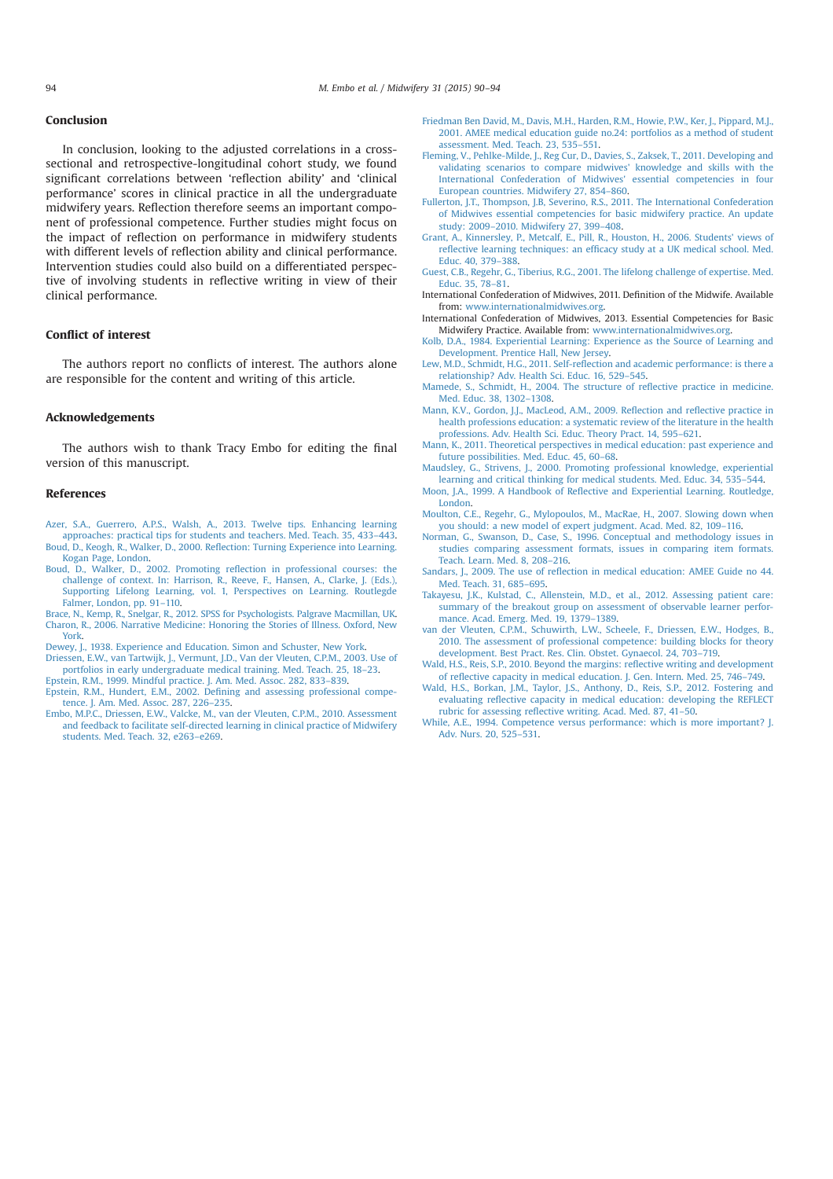## Conclusion

In conclusion, looking to the adjusted correlations in a cross-sectional and retrospective-longitudinal cohort study, we found significant correlations between 'reflection ability' and 'clinical performance' scores in clinical practice in all the undergraduate midwifery years. Reflection therefore seems an important component of professional competence. Further studies might focus on the impact of reflection on performance in midwifery students with different levels of reflection ability and clinical performance. Intervention studies could also build on a differentiated perspective of involving students in reflective writing in view of their clinical performance.

## Conflict of interest

The authors report no conflicts of interest. The authors alone are responsible for the content and writing of this article.

## Acknowledgements

The authors wish to thank Tracy Embo for editing the final version of this manuscript.

## References

Azer, S.A., Guerrero, A.P.S., Walsh, A., 2013. Twelve tips. Enhancing learning approaches: practical tips for students and teachers. Med. Teach. 35, 433–443.

Boud, D., Keogh, R., Walker, D., 2000. Reflection: Turning Experience into Learning. Kogan Page, London.

Boud, D., Walker, D., 2002. Promoting reflection in professional courses: the challenge of context. In: Harrison, R., Reeve, F., Hansen, A., Clarke, J. (Eds.), Supporting Lifelong Learning, vol. 1, Perspectives on Learning. Routledge Falmer, London, pp. 91–110.

Brace, N., Kemp, R., Snelgar, R., 2012. SPSS for Psychologists. Palgrave Macmillan, UK.

Charon, R., 2006. Narrative Medicine: Honoring the Stories of Illness. Oxford, New York.

Dewey, J., 1938. Experience and Education. Simon and Schuster, New York.

Driessen, E.W., van Tartwijk, J., Vermunt, J.D., Van der Vleuten, C.P.M., 2003. Use of portfolios in early undergraduate medical training. Med. Teach. 25, 18–23.

Epstein, R.M., 1999. Mindful practice. J. Am. Med. Assoc. 282, 833–839.

Epstein, R.M., Hundert, E.M., 2002. Defining and assessing professional competence. J. Am. Med. Assoc. 287, 226–235.

Embo, M.P.C., Driessen, E.W., Valcke, M., van der Vleuten, C.P.M., 2010. Assessment and feedback to facilitate self-directed learning in clinical practice of Midwifery students. Med. Teach. 32, e263–e269.

Friedman Ben David, M., Davis, M.H., Harden, R.M., Howie, P.W., Ker, J., Pippard, M.J., 2001. AMEE medical education guide no.24: portfolios as a method of student assessment. Med. Teach. 23, 535–551.

Fleming, V., Pehlke-Milde, J., Reg Cur, D., Davies, S., Zaksek, T., 2011. Developing and validating scenarios to compare midwives' knowledge and skills with the International Confederation of Midwives' essential competencies in four European countries. Midwifery 27, 854–860.

Fullerton, J.T., Thompson, J.B, Severino, R.S., 2011. The International Confederation of Midwives essential competencies for basic midwifery practice. An update study: 2009–2010. Midwifery 27, 399–408.

Grant, A., Kinnersley, P., Metcalf, E., Pill, R., Houston, H., 2006. Students' views of reflective learning techniques: an efficacy study at a UK medical school. Med. Educ. 40, 379–388.

Guest, C.B., Regehr, G., Tiberius, R.G., 2001. The lifelong challenge of expertise. Med. Educ. 35, 78–81.

International Confederation of Midwives, 2011. Definition of the Midwife. Available from: www.internationalmidwives.org.

International Confederation of Midwives, 2013. Essential Competencies for Basic Midwifery Practice. Available from: www.internationalmidwives.org.

Kolb, D.A., 1984. Experiential Learning: Experience as the Source of Learning and Development. Prentice Hall, New Jersey.

Lew, M.D., Schmidt, H.G., 2011. Self-reflection and academic performance: is there a relationship? Adv. Health Sci. Educ. 16, 529–545.

Mamede, S., Schmidt, H., 2004. The structure of reflective practice in medicine. Med. Educ. 38, 1302–1308.

Mann, K.V., Gordon, J.J., MacLeod, A.M., 2009. Reflection and reflective practice in health professions education: a systematic review of the literature in the health professions. Adv. Health Sci. Educ. Theory Pract. 14, 595–621.

Mann, K., 2011. Theoretical perspectives in medical education: past experience and future possibilities. Med. Educ. 45, 60–68.

Maudsley, G., Strivens, J., 2000. Promoting professional knowledge, experiential learning and critical thinking for medical students. Med. Educ. 34, 535–544.

Moon, J.A., 1999. A Handbook of Reflective and Experiential Learning. Routledge, London.

Moulton, C.E., Regehr, G., Mylopoulos, M., MacRae, H., 2007. Slowing down when you should: a new model of expert judgment. Acad. Med. 82, 109–116.

Norman, G., Swanson, D., Case, S., 1996. Conceptual and methodology issues in studies comparing assessment formats, issues in comparing item formats. Teach. Learn. Med. 8, 208–216.

Sandars, J., 2009. The use of reflection in medical education: AMEE Guide no 44. Med. Teach. 31, 685–695.

Takayesu, J.K., Kulstad, C., Allenstein, M.D., et al., 2012. Assessing patient care: summary of the breakout group on assessment of observable learner performance. Acad. Emerg. Med. 19, 1379–1389.

van der Vleuten, C.P.M., Schuwirth, L.W., Scheele, F., Driessen, E.W., Hodges, B., 2010. The assessment of professional competence: building blocks for theory development. Best Pract. Res. Clin. Obstet. Gynaecol. 24, 703–719.

Wald, H.S., Reis, S.P., 2010. Beyond the margins: reflective writing and development of reflective capacity in medical education. J. Gen. Intern. Med. 25, 746–749.

Wald, H.S., Borkan, J.M., Taylor, J.S., Anthony, D., Reis, S.P., 2012. Fostering and evaluating reflective capacity in medical education: developing the REFLECT rubric for assessing reflective writing. Acad. Med. 87, 41–50.

While, A.E., 1994. Competence versus performance: which is more important? J. Adv. Nurs. 20, 525–531.